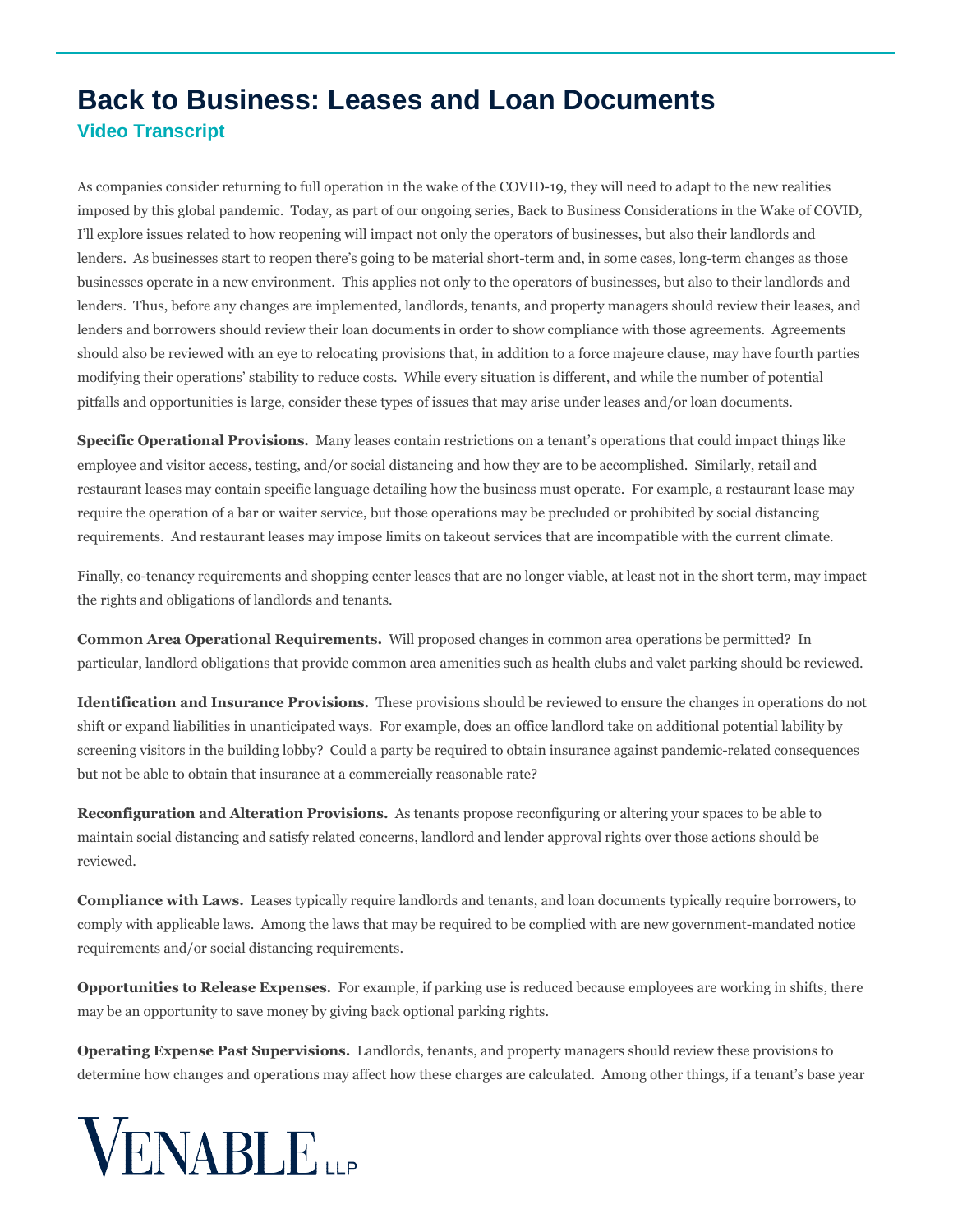# Back to Business: Leases and Loan Documents

## Video Transcript

As companies consider returning to full operation in the wake of the COVID-19, they will need to adapt to the new realities imposed by this global pandemic. Today, as part of our ongoing series, Back to Business Considerations in the Wake of COVID, I'll explore issues related to how reopening will impact not only the operators of businesses, but also their landlords and lenders. As businesses start to reopen there's going to be material short-term and, in some cases, long-term changes as those businesses operate in a new environment. This applies not only to the operators of businesses, but also to their landlords and lenders. Thus, before any changes are implemented, landlords, tenants, and property managers should review their leases, and lenders and borrowers should review their loan documents in order to show compliance with those agreements. Agreements should also be reviewed with an eye to relocating provisions that, in addition to a force majeure clause, may have fourth parties modifying their operations' stability to reduce costs. While every situation is different, and while the number of potential pitfalls and opportunities is large, consider these types of issues that may arise under leases and/or loan documents.

**Specific Operational Provisions.** Many leases contain restrictions on a tenant's operations that could impact things like employee and visitor access, testing, and/or social distancing and how they are to be accomplished. Similarly, retail and restaurant leases may contain specific language detailing how the business must operate. For example, a restaurant lease may require the operation of a bar or waiter service, but those operations may be precluded or prohibited by social distancing requirements. And restaurant leases may impose limits on takeout services that are incompatible with the current climate.

Finally, co-tenancy requirements and shopping center leases that are no longer viable, at least not in the short term, may impact the rights and obligations of landlords and tenants.

**Common Area Operational Requirements.** Will proposed changes in common area operations be permitted? In particular, landlord obligations that provide common area amenities such as health clubs and valet parking should be reviewed.

**Identification and Insurance Provisions.** These provisions should be reviewed to ensure the changes in operations do not shift or expand liabilities in unanticipated ways. For example, does an office landlord take on additional potential lability by screening visitors in the building lobby? Could a party be required to obtain insurance against pandemic-related consequences but not be able to obtain that insurance at a commercially reasonable rate?

**Reconfiguration and Alteration Provisions.** As tenants propose reconfiguring or altering your spaces to be able to maintain social distancing and satisfy related concerns, landlord and lender approval rights over those actions should be reviewed.

**Compliance with Laws.** Leases typically require landlords and tenants, and loan documents typically require borrowers, to comply with applicable laws. Among the laws that may be required to be complied with are new government-mandated notice requirements and/or social distancing requirements.

**Opportunities to Release Expenses.** For example, if parking use is reduced because employees are working in shifts, there may be an opportunity to save money by giving back optional parking rights.

**Operating Expense Past Supervisions.** Landlords, tenants, and property managers should review these provisions to determine how changes and operations may affect how these charges are calculated. Among other things, if a tenant's base year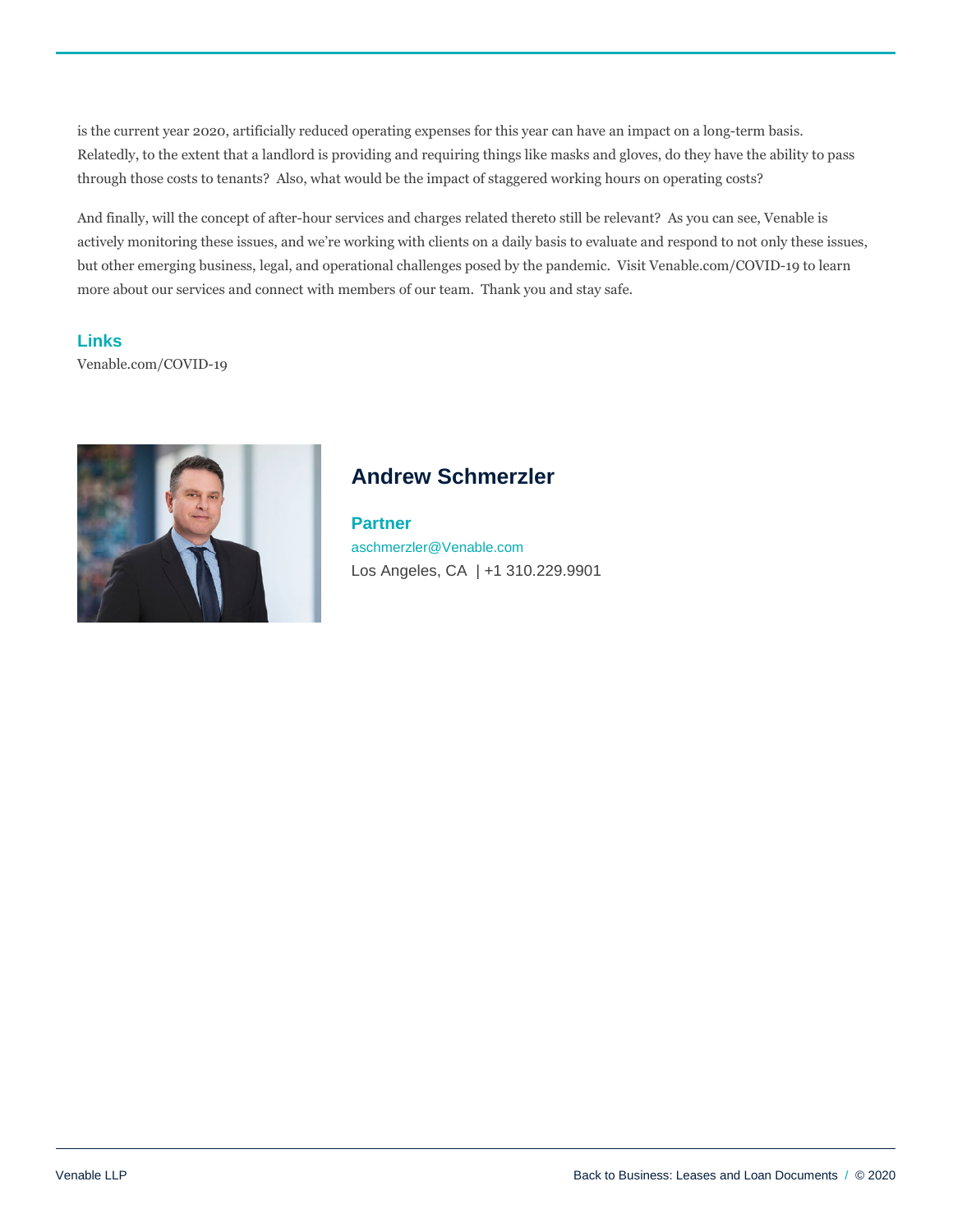is the current year 2020, artificially reduced operating expenses for this year can have an impact on a long-term basis. Relatedly, to the extent that a landlord is providing and requiring things like masks and gloves, do they have the ability to pass through those costs to tenants? Also, what would be the impact of staggered working hours on operating costs?

And finally, will the concept of after-hour services and charges related thereto still be relevant? As you can see, Venable is actively monitoring these issues, and we're working with clients on a daily basis to evaluate and respond to not only these issues, but other emerging business, legal, and operational challenges posed by the pandemic. Visit Venable.com/COVID-19 to learn more about our services and connect with members of our team. Thank you and stay safe.

### Links

Venable.com/COVID-19

## Andrew Schmerzler

### Partner

aschmerzler@Venable.com

Los Angeles, CA | +1 310.229.9901